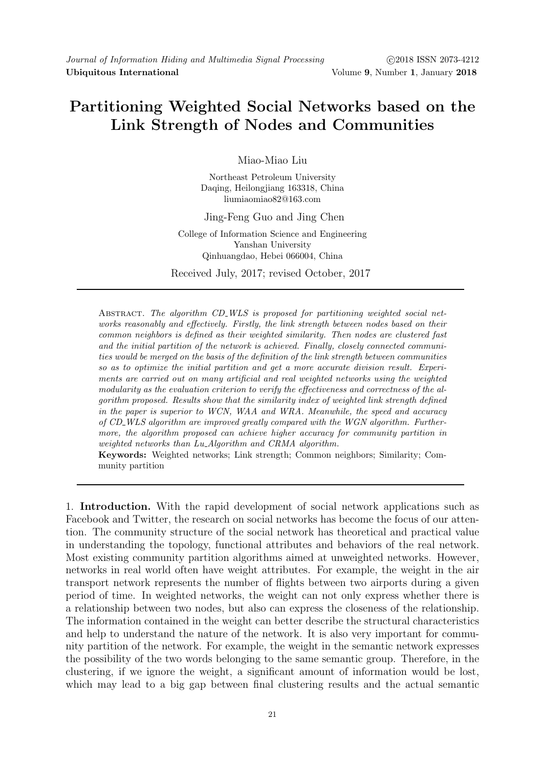# Partitioning Weighted Social Networks based on the Link Strength of Nodes and Communities

Miao-Miao Liu

Northeast Petroleum University
Daqing, Heilongjiang 163318, China
liumiaomiao82@163.com

Jing-Feng Guo and Jing Chen

College of Information Science and Engineering
Yanshan University
Qinhuangdao, Hebei 066004, China

Received July, 2017; revised October, 2017

Abstract. *The algorithm CD_WLS is proposed for partitioning weighted social networks reasonably and effectively. Firstly, the link strength between nodes based on their common neighbors is defined as their weighted similarity. Then nodes are clustered fast and the initial partition of the network is achieved. Finally, closely connected communities would be merged on the basis of the definition of the link strength between communities so as to optimize the initial partition and get a more accurate division result. Experiments are carried out on many artificial and real weighted networks using the weighted modularity as the evaluation criterion to verify the effectiveness and correctness of the algorithm proposed. Results show that the similarity index of weighted link strength defined in the paper is superior to WCN, WAA and WRA. Meanwhile, the speed and accuracy of CD_WLS algorithm are improved greatly compared with the WGN algorithm. Furthermore, the algorithm proposed can achieve higher accuracy for community partition in weighted networks than Lu_Algorithm and CRMA algorithm.*

**Keywords:** Weighted networks; Link strength; Common neighbors; Similarity; Community partition

1. **Introduction.** With the rapid development of social network applications such as Facebook and Twitter, the research on social networks has become the focus of our attention. The community structure of the social network has theoretical and practical value in understanding the topology, functional attributes and behaviors of the real network. Most existing community partition algorithms aimed at unweighted networks. However, networks in real world often have weight attributes. For example, the weight in the air transport network represents the number of flights between two airports during a given period of time. In weighted networks, the weight can not only express whether there is a relationship between two nodes, but also can express the closeness of the relationship. The information contained in the weight can better describe the structural characteristics and help to understand the nature of the network. It is also very important for community partition of the network. For example, the weight in the semantic network expresses the possibility of the two words belonging to the same semantic group. Therefore, in the clustering, if we ignore the weight, a significant amount of information would be lost, which may lead to a big gap between final clustering results and the actual semantic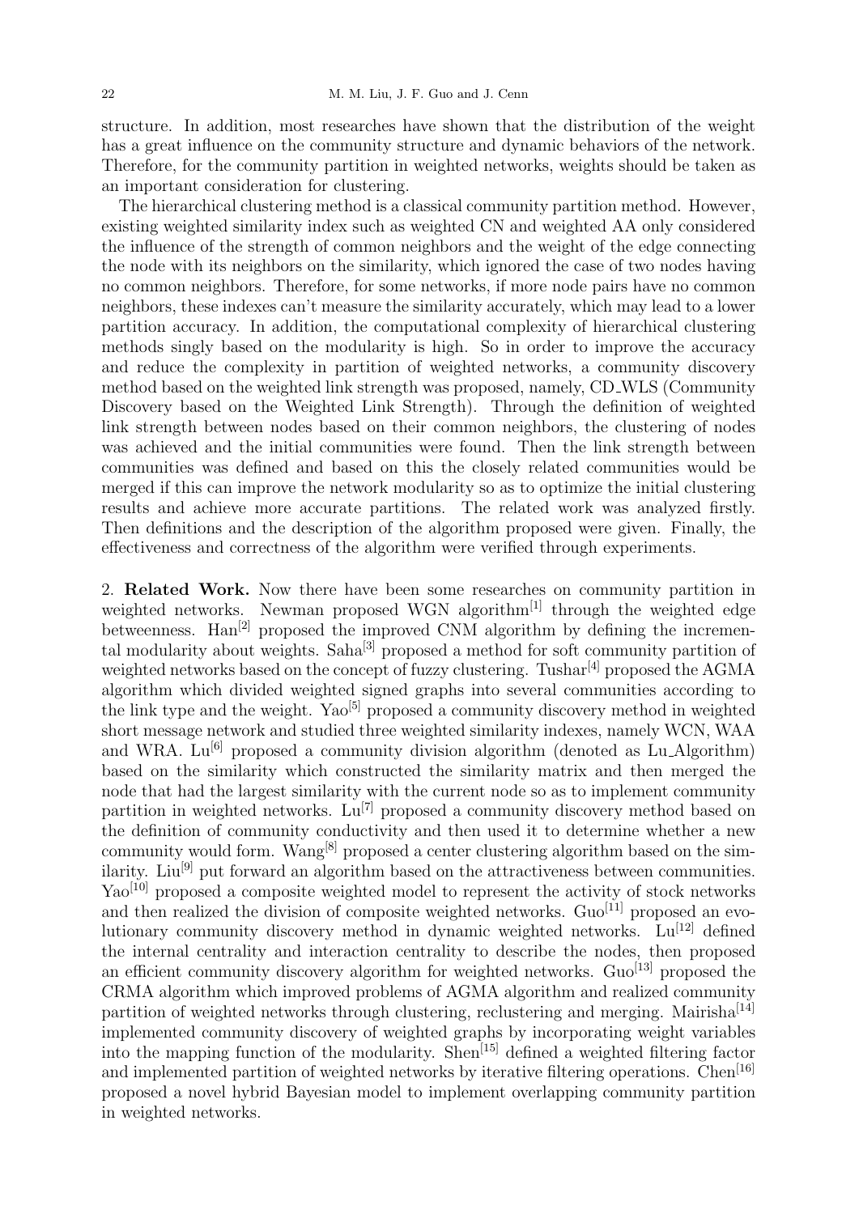structure. In addition, most researches have shown that the distribution of the weight has a great influence on the community structure and dynamic behaviors of the network. Therefore, for the community partition in weighted networks, weights should be taken as an important consideration for clustering.

The hierarchical clustering method is a classical community partition method. However, existing weighted similarity index such as weighted CN and weighted AA only considered the influence of the strength of common neighbors and the weight of the edge connecting the node with its neighbors on the similarity, which ignored the case of two nodes having no common neighbors. Therefore, for some networks, if more node pairs have no common neighbors, these indexes can't measure the similarity accurately, which may lead to a lower partition accuracy. In addition, the computational complexity of hierarchical clustering methods singly based on the modularity is high. So in order to improve the accuracy and reduce the complexity in partition of weighted networks, a community discovery method based on the weighted link strength was proposed, namely, CD_WLS (Community Discovery based on the Weighted Link Strength). Through the definition of weighted link strength between nodes based on their common neighbors, the clustering of nodes was achieved and the initial communities were found. Then the link strength between communities was defined and based on this the closely related communities would be merged if this can improve the network modularity so as to optimize the initial clustering results and achieve more accurate partitions. The related work was analyzed firstly. Then definitions and the description of the algorithm proposed were given. Finally, the effectiveness and correctness of the algorithm were verified through experiments.

2. **Related Work.** Now there have been some researches on community partition in weighted networks. Newman proposed WGN algorithm[1] through the weighted edge betweenness. Han[2] proposed the improved CNM algorithm by defining the incremental modularity about weights. Saha[3] proposed a method for soft community partition of weighted networks based on the concept of fuzzy clustering. Tushar[4] proposed the AGMA algorithm which divided weighted signed graphs into several communities according to the link type and the weight. Yao[5] proposed a community discovery method in weighted short message network and studied three weighted similarity indexes, namely WCN, WAA and WRA. Lu[6] proposed a community division algorithm (denoted as Lu_Algorithm) based on the similarity which constructed the similarity matrix and then merged the node that had the largest similarity with the current node so as to implement community partition in weighted networks. Lu[7] proposed a community discovery method based on the definition of community conductivity and then used it to determine whether a new community would form. Wang[8] proposed a center clustering algorithm based on the similarity. Liu[9] put forward an algorithm based on the attractiveness between communities. Yao[10] proposed a composite weighted model to represent the activity of stock networks and then realized the division of composite weighted networks. Guo[11] proposed an evolutionary community discovery method in dynamic weighted networks. Lu[12] defined the internal centrality and interaction centrality to describe the nodes, then proposed an efficient community discovery algorithm for weighted networks. Guo[13] proposed the CRMA algorithm which improved problems of AGMA algorithm and realized community partition of weighted networks through clustering, reclustering and merging. Mairisha[14] implemented community discovery of weighted graphs by incorporating weight variables into the mapping function of the modularity. Shen[15] defined a weighted filtering factor and implemented partition of weighted networks by iterative filtering operations. Chen[16] proposed a novel hybrid Bayesian model to implement overlapping community partition in weighted networks.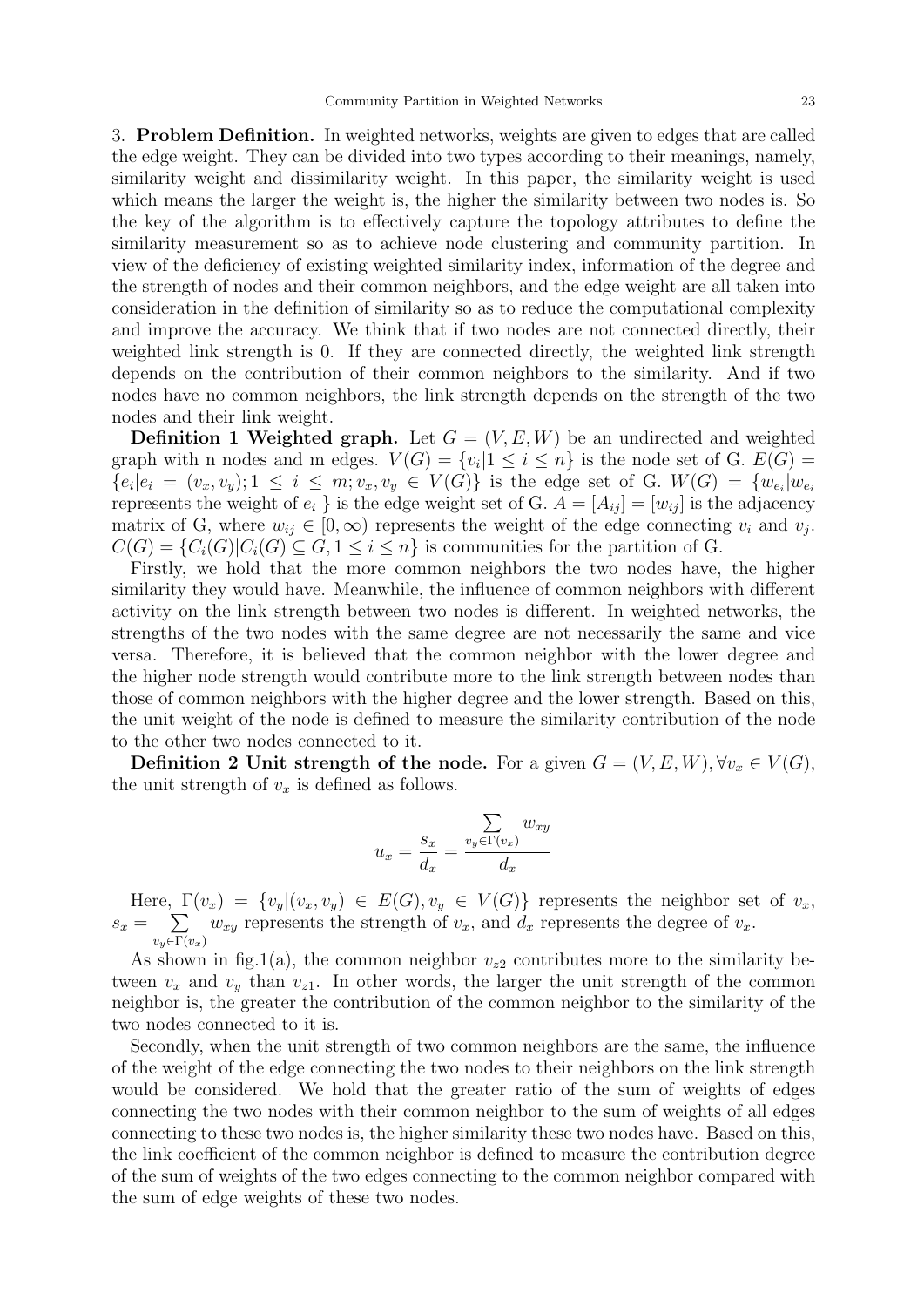3. **Problem Definition.** In weighted networks, weights are given to edges that are called the edge weight. They can be divided into two types according to their meanings, namely, similarity weight and dissimilarity weight. In this paper, the similarity weight is used which means the larger the weight is, the higher the similarity between two nodes is. So the key of the algorithm is to effectively capture the topology attributes to define the similarity measurement so as to achieve node clustering and community partition. In view of the deficiency of existing weighted similarity index, information of the degree and the strength of nodes and their common neighbors, and the edge weight are all taken into consideration in the definition of similarity so as to reduce the computational complexity and improve the accuracy. We think that if two nodes are not connected directly, their weighted link strength is 0. If they are connected directly, the weighted link strength depends on the contribution of their common neighbors to the similarity. And if two nodes have no common neighbors, the link strength depends on the strength of the two nodes and their link weight.

**Definition 1 Weighted graph.** Let $G = (V, E, W)$ be an undirected and weighted graph with n nodes and m edges. $V(G) = \{v_i | 1 \le i \le n\}$ is the node set of G. $E(G) = \{e_i | e_i = (v_x, v_y); 1 \le i \le m; v_x, v_y \in V(G)\}$ is the edge set of G. $W(G) = \{w_{e_i} | w_{e_i}$ represents the weight of $e_i$ $\}$ is the edge weight set of G. $A = [A_{ij}] = [w_{ij}]$ is the adjacency matrix of G, where $w_{ij} \in [0, \infty)$ represents the weight of the edge connecting $v_i$ and $v_j$. $C(G) = \{C_i(G) | C_i(G) \subseteq G, 1 \le i \le n\}$ is communities for the partition of G.

Firstly, we hold that the more common neighbors the two nodes have, the higher similarity they would have. Meanwhile, the influence of common neighbors with different activity on the link strength between two nodes is different. In weighted networks, the strengths of the two nodes with the same degree are not necessarily the same and vice versa. Therefore, it is believed that the common neighbor with the lower degree and the higher node strength would contribute more to the link strength between nodes than those of common neighbors with the higher degree and the lower strength. Based on this, the unit weight of the node is defined to measure the similarity contribution of the node to the other two nodes connected to it.

**Definition 2 Unit strength of the node.** For a given $G = (V, E, W), \forall v_x \in V(G)$, the unit strength of $v_x$ is defined as follows.

$$u_x = \frac{s_x}{d_x} = \frac{\sum\limits_{v_y \in \Gamma(v_x)} w_{xy}}{d_x}$$

Here, $\Gamma(v_x) = \{v_y | (v_x, v_y) \in E(G), v_y \in V(G)\}$ represents the neighbor set of $v_x$, $s_x = \sum\limits_{v_y \in \Gamma(v_x)} w_{xy}$ represents the strength of $v_x$, and $d_x$ represents the degree of $v_x$.

As shown in fig.1(a), the common neighbor $v_{z2}$ contributes more to the similarity between $v_x$ and $v_y$ than $v_{z1}$. In other words, the larger the unit strength of the common neighbor is, the greater the contribution of the common neighbor to the similarity of the two nodes connected to it is.

Secondly, when the unit strength of two common neighbors are the same, the influence of the weight of the edge connecting the two nodes to their neighbors on the link strength would be considered. We hold that the greater ratio of the sum of weights of edges connecting the two nodes with their common neighbor to the sum of weights of all edges connecting to these two nodes is, the higher similarity these two nodes have. Based on this, the link coefficient of the common neighbor is defined to measure the contribution degree of the sum of weights of the two edges connecting to the common neighbor compared with the sum of edge weights of these two nodes.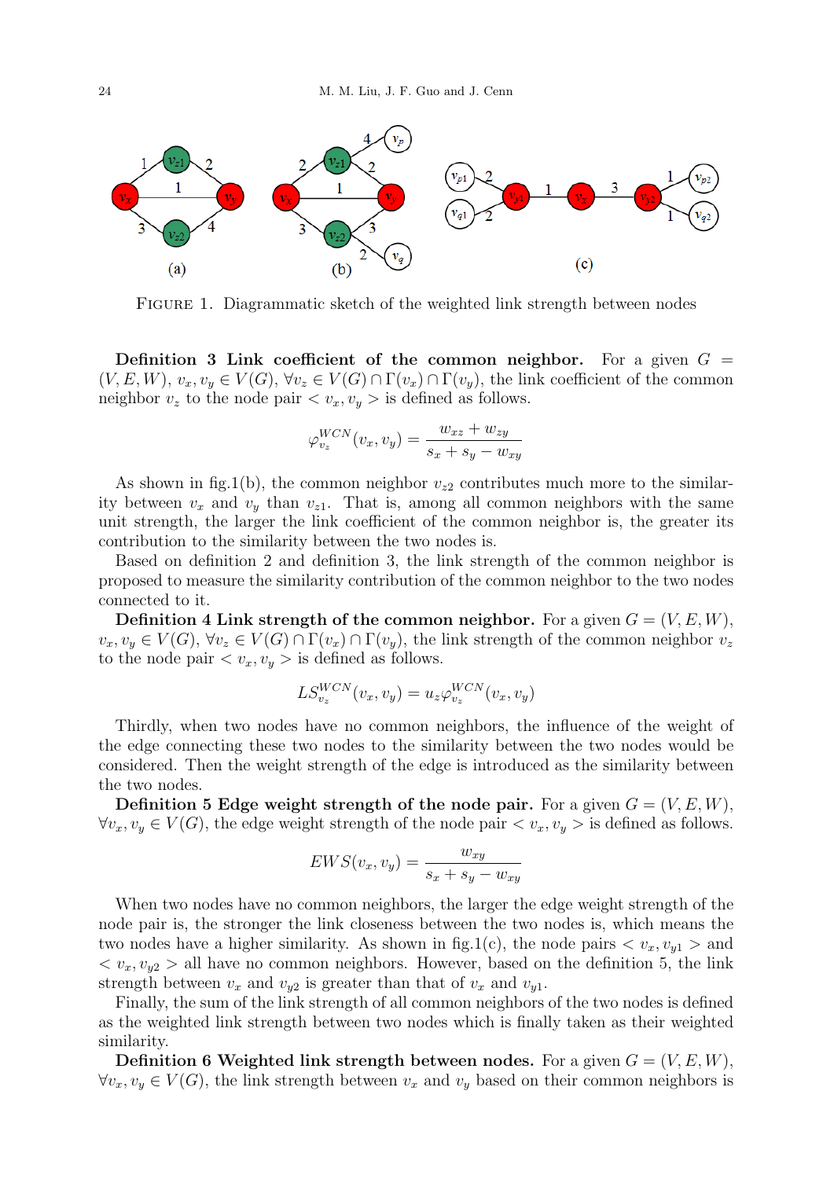FIGURE 1. Diagrammatic sketch of the weighted link strength between nodes

**Definition 3 Link coefficient of the common neighbor.** For a given $G = (V, E, W)$, $v_x, v_y \in V(G)$, $\forall v_z \in V(G) \cap \Gamma(v_x) \cap \Gamma(v_y)$, the link coefficient of the common neighbor $v_z$ to the node pair $< v_x, v_y >$ is defined as follows.

$$\varphi_{v_z}^{WCN}(v_x, v_y) = \frac{w_{xz} + w_{zy}}{s_x + s_y - w_{xy}}$$

As shown in fig.1(b), the common neighbor $v_{z2}$ contributes much more to the similarity between $v_x$ and $v_y$ than $v_{z1}$. That is, among all common neighbors with the same unit strength, the larger the link coefficient of the common neighbor is, the greater its contribution to the similarity between the two nodes is.

Based on definition 2 and definition 3, the link strength of the common neighbor is proposed to measure the similarity contribution of the common neighbor to the two nodes connected to it.

**Definition 4 Link strength of the common neighbor.** For a given $G = (V, E, W)$, $v_x, v_y \in V(G)$, $\forall v_z \in V(G) \cap \Gamma(v_x) \cap \Gamma(v_y)$, the link strength of the common neighbor $v_z$ to the node pair $< v_x, v_y >$ is defined as follows.

$$LS_{v_z}^{WCN}(v_x, v_y) = u_z \varphi_{v_z}^{WCN}(v_x, v_y)$$

Thirdly, when two nodes have no common neighbors, the influence of the weight of the edge connecting these two nodes to the similarity between the two nodes would be considered. Then the weight strength of the edge is introduced as the similarity between the two nodes.

**Definition 5 Edge weight strength of the node pair.** For a given $G = (V, E, W)$, $\forall v_x, v_y \in V(G)$, the edge weight strength of the node pair $< v_x, v_y >$ is defined as follows.

$$EWS(v_x, v_y) = \frac{w_{xy}}{s_x + s_y - w_{xy}}$$

When two nodes have no common neighbors, the larger the edge weight strength of the node pair is, the stronger the link closeness between the two nodes is, which means the two nodes have a higher similarity. As shown in fig.1(c), the node pairs $< v_x, v_{y1} >$ and $< v_x, v_{y2} >$ all have no common neighbors. However, based on the definition 5, the link strength between $v_x$ and $v_{y2}$ is greater than that of $v_x$ and $v_{y1}$.

Finally, the sum of the link strength of all common neighbors of the two nodes is defined as the weighted link strength between two nodes which is finally taken as their weighted similarity.

**Definition 6 Weighted link strength between nodes.** For a given $G = (V, E, W)$, $\forall v_x, v_y \in V(G)$, the link strength between $v_x$ and $v_y$ based on their common neighbors is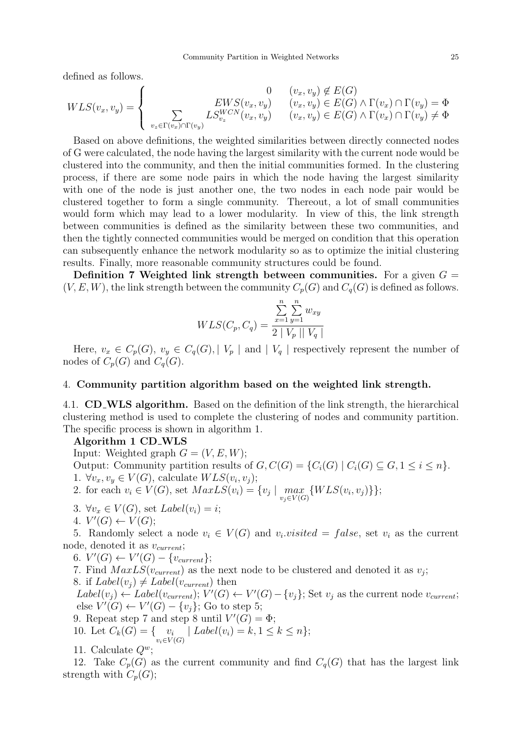defined as follows.

$$WLS(v_x, v_y) = \begin{cases} 0 & (v_x, v_y) \notin E(G) \\ EWS(v_x, v_y) & (v_x, v_y) \in E(G) \wedge \Gamma(v_x) \cap \Gamma(v_y) = \Phi \\ \sum\limits_{v_z \in \Gamma(v_x) \cap \Gamma(v_y)} LS_{v_z}^{WCN}(v_x, v_y) & (v_x, v_y) \in E(G) \wedge \Gamma(v_x) \cap \Gamma(v_y) \neq \Phi \end{cases}$$

Based on above definitions, the weighted similarities between directly connected nodes of G were calculated, the node having the largest similarity with the current node would be clustered into the community, and then the initial communities formed. In the clustering process, if there are some node pairs in which the node having the largest similarity with one of the node is just another one, the two nodes in each node pair would be clustered together to form a single community. Thereout, a lot of small communities would form which may lead to a lower modularity. In view of this, the link strength between communities is defined as the similarity between these two communities, and then the tightly connected communities would be merged on condition that this operation can subsequently enhance the network modularity so as to optimize the initial clustering results. Finally, more reasonable community structures could be found.

**Definition 7 Weighted link strength between communities.** For a given $G = (V, E, W)$, the link strength between the community $C_p(G)$ and $C_q(G)$ is defined as follows.

$$WLS(C_p, C_q) = \frac{\sum\limits_{x=1}^{n} \sum\limits_{y=1}^{n} w_{xy}}{2 \mid V_p \mid\mid V_q \mid}$$

Here, $v_x \in C_p(G)$, $v_y \in C_q(G)$, $\mid V_p \mid$ and $\mid V_q \mid$ respectively represent the number of nodes of $C_p(G)$ and $C_q(G)$.

## 4. Community partition algorithm based on the weighted link strength.

**4.1. CD_WLS algorithm.** Based on the definition of the link strength, the hierarchical clustering method is used to complete the clustering of nodes and community partition. The specific process is shown in algorithm 1.

**Algorithm 1 CD_WLS**

Input: Weighted graph $G = (V, E, W)$;

Output: Community partition results of $G, C(G) = \{C_i(G) \mid C_i(G) \subseteq G, 1 \leq i \leq n\}$.

1. $\forall v_x, v_y \in V(G)$, calculate $WLS(v_i, v_j)$;
2. for each $v_i \in V(G)$, set $MaxLS(v_i) = \{v_j \mid \max\limits_{v_j \in V(G)} \{WLS(v_i, v_j)\}\}$;
3. $\forall v_x \in V(G)$, set $Label(v_i) = i$;
4. $V'(G) \leftarrow V(G)$;
5. Randomly select a node $v_i \in V(G)$ and $v_i.visited = false$, set $v_i$ as the current node, denoted it as $v_{current}$;
6. $V'(G) \leftarrow V'(G) - \{v_{current}\}$;
7. Find $MaxLS(v_{current})$ as the next node to be clustered and denoted it as $v_j$;
8. if $Label(v_j) \neq Label(v_{current})$ then
 $Label(v_j) \leftarrow Label(v_{current})$; $V'(G) \leftarrow V'(G) - \{v_j\}$; Set $v_j$ as the current node $v_{current}$;
 else $V'(G) \leftarrow V'(G) - \{v_j\}$; Go to step 5;
9. Repeat step 7 and step 8 until $V'(G) = \Phi$;
10. Let $C_k(G) = \{ \underset{v_i \in V(G)}{v_i} \mid Label(v_i) = k, 1 \leq k \leq n\}$;
11. Calculate $Q^w$;
12. Take $C_p(G)$ as the current community and find $C_q(G)$ that has the largest link strength with $C_p(G)$;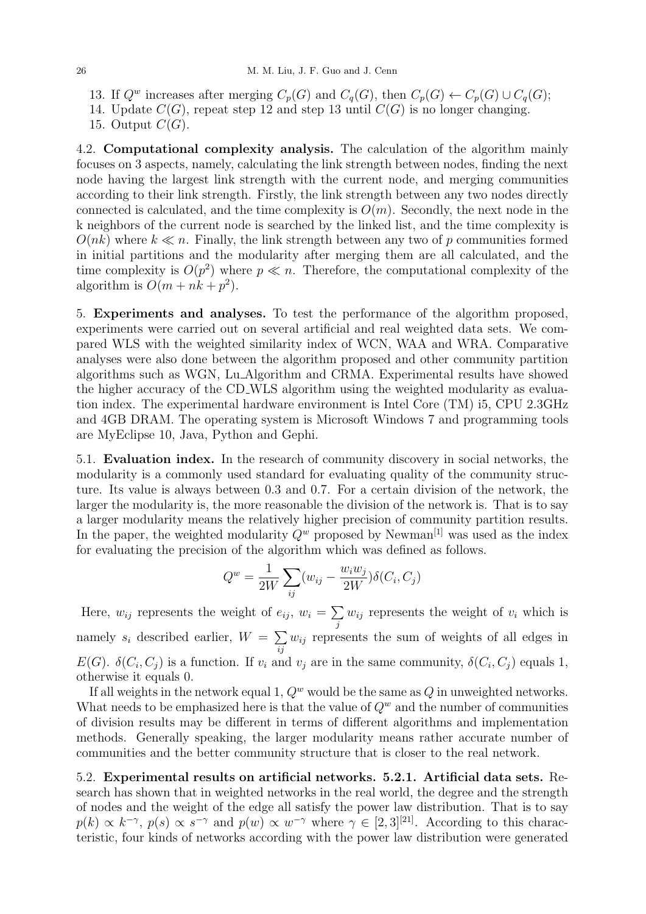13. If $Q^w$ increases after merging $C_p(G)$ and $C_q(G)$, then $C_p(G) \leftarrow C_p(G) \cup C_q(G)$;
14. Update $C(G)$, repeat step 12 and step 13 until $C(G)$ is no longer changing.
15. Output $C(G)$.

**4.2. Computational complexity analysis.** The calculation of the algorithm mainly focuses on 3 aspects, namely, calculating the link strength between nodes, finding the next node having the largest link strength with the current node, and merging communities according to their link strength. Firstly, the link strength between any two nodes directly connected is calculated, and the time complexity is $O(m)$. Secondly, the next node in the k neighbors of the current node is searched by the linked list, and the time complexity is $O(nk)$ where $k \ll n$. Finally, the link strength between any two of $p$ communities formed in initial partitions and the modularity after merging them are all calculated, and the time complexity is $O(p^2)$ where $p \ll n$. Therefore, the computational complexity of the algorithm is $O(m + nk + p^2)$.

**5. Experiments and analyses.** To test the performance of the algorithm proposed, experiments were carried out on several artificial and real weighted data sets. We compared WLS with the weighted similarity index of WCN, WAA and WRA. Comparative analyses were also done between the algorithm proposed and other community partition algorithms such as WGN, Lu_Algorithm and CRMA. Experimental results have showed the higher accuracy of the CD_WLS algorithm using the weighted modularity as evaluation index. The experimental hardware environment is Intel Core (TM) i5, CPU 2.3GHz and 4GB DRAM. The operating system is Microsoft Windows 7 and programming tools are MyEclipse 10, Java, Python and Gephi.

**5.1. Evaluation index.** In the research of community discovery in social networks, the modularity is a commonly used standard for evaluating quality of the community structure. Its value is always between 0.3 and 0.7. For a certain division of the network, the larger the modularity is, the more reasonable the division of the network is. That is to say a larger modularity means the relatively higher precision of community partition results. In the paper, the weighted modularity $Q^w$ proposed by Newman[1] was used as the index for evaluating the precision of the algorithm which was defined as follows.

$$Q^w = \frac{1}{2W} \sum_{ij} (w_{ij} - \frac{w_i w_j}{2W}) \delta(C_i, C_j)$$

Here, $w_{ij}$ represents the weight of $e_{ij}$, $w_i = \sum_j w_{ij}$ represents the weight of $v_i$ which is namely $s_i$ described earlier, $W = \sum_{ij} w_{ij}$ represents the sum of weights of all edges in $E(G)$. $\delta(C_i, C_j)$ is a function. If $v_i$ and $v_j$ are in the same community, $\delta(C_i, C_j)$ equals 1, otherwise it equals 0.

If all weights in the network equal 1, $Q^w$ would be the same as $Q$ in unweighted networks. What needs to be emphasized here is that the value of $Q^w$ and the number of communities of division results may be different in terms of different algorithms and implementation methods. Generally speaking, the larger modularity means rather accurate number of communities and the better community structure that is closer to the real network.

**5.2. Experimental results on artificial networks. 5.2.1. Artificial data sets.** Research has shown that in weighted networks in the real world, the degree and the strength of nodes and the weight of the edge all satisfy the power law distribution. That is to say $p(k) \propto k^{-\gamma}$, $p(s) \propto s^{-\gamma}$ and $p(w) \propto w^{-\gamma}$ where $\gamma \in [2, 3]$[21]. According to this characteristic, four kinds of networks according with the power law distribution were generated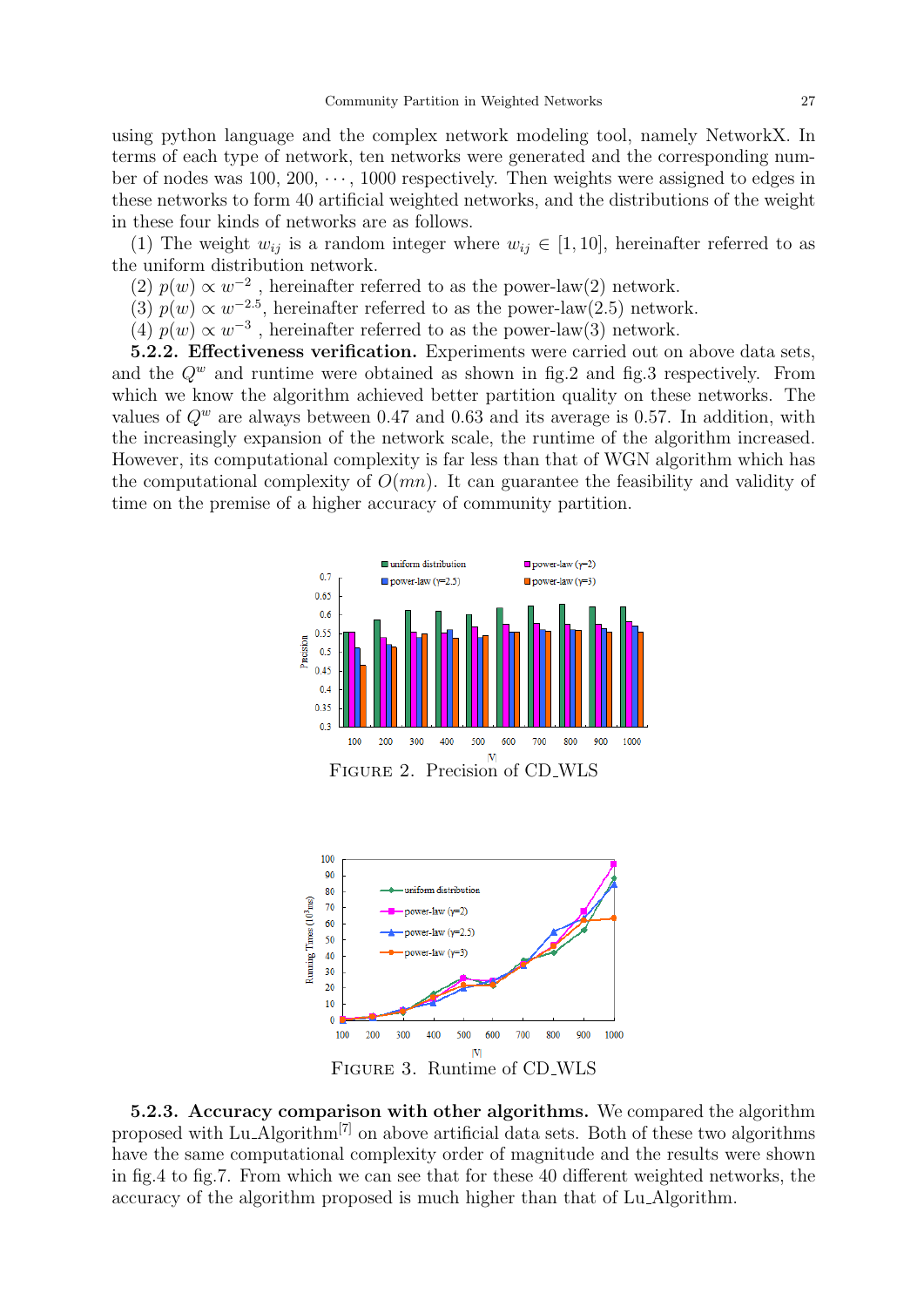using python language and the complex network modeling tool, namely NetworkX. In terms of each type of network, ten networks were generated and the corresponding number of nodes was 100, 200, $\cdots$, 1000 respectively. Then weights were assigned to edges in these networks to form 40 artificial weighted networks, and the distributions of the weight in these four kinds of networks are as follows.

(1) The weight $w_{ij}$ is a random integer where $w_{ij} \in [1, 10]$, hereinafter referred to as the uniform distribution network.

(2) $p(w) \propto w^{-2}$ , hereinafter referred to as the power-law(2) network.

(3) $p(w) \propto w^{-2.5}$, hereinafter referred to as the power-law(2.5) network.

(4) $p(w) \propto w^{-3}$ , hereinafter referred to as the power-law(3) network.

**5.2.2. Effectiveness verification.** Experiments were carried out on above data sets, and the $Q^w$ and runtime were obtained as shown in fig.2 and fig.3 respectively. From which we know the algorithm achieved better partition quality on these networks. The values of $Q^w$ are always between 0.47 and 0.63 and its average is 0.57. In addition, with the increasingly expansion of the network scale, the runtime of the algorithm increased. However, its computational complexity is far less than that of WGN algorithm which has the computational complexity of $O(mn)$. It can guarantee the feasibility and validity of time on the premise of a higher accuracy of community partition.

FIGURE 2. Precision of CD_WLS

FIGURE 3. Runtime of CD_WLS

**5.2.3. Accuracy comparison with other algorithms.** We compared the algorithm proposed with Lu_Algorithm[7] on above artificial data sets. Both of these two algorithms have the same computational complexity order of magnitude and the results were shown in fig.4 to fig.7. From which we can see that for these 40 different weighted networks, the accuracy of the algorithm proposed is much higher than that of Lu_Algorithm.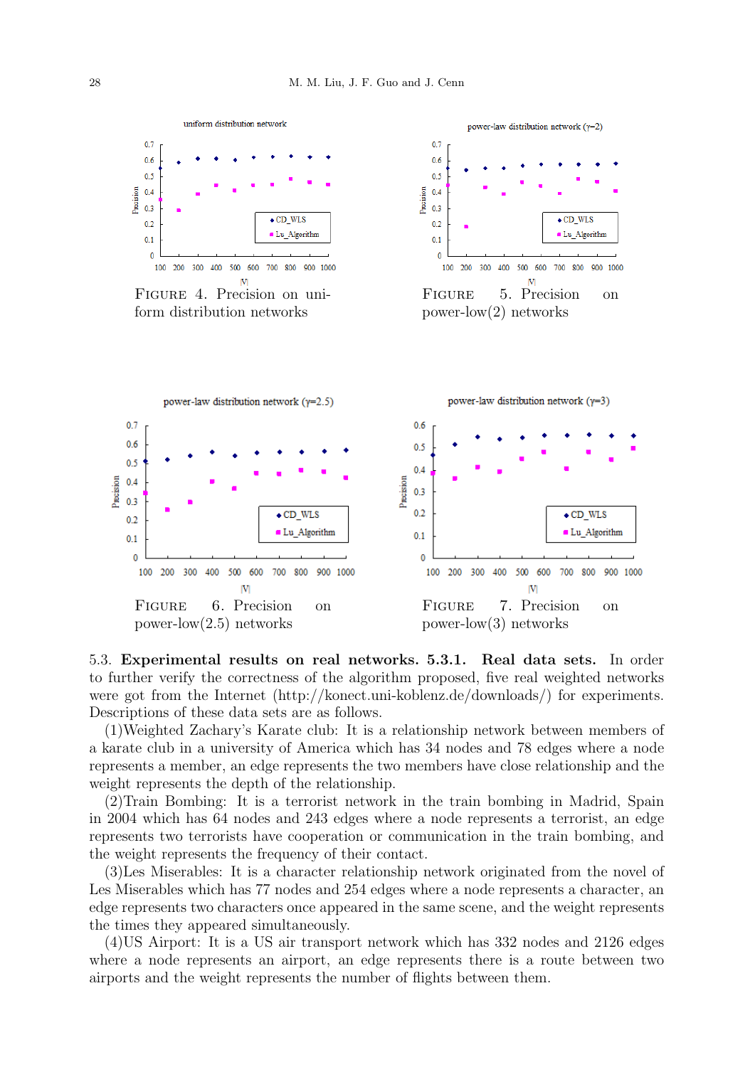FIGURE 4. Precision on uniform distribution networks

FIGURE 5. Precision on power-low(2) networks

FIGURE 6. Precision on power-low(2.5) networks

FIGURE 7. Precision on power-low(3) networks

5.3. **Experimental results on real networks.** **5.3.1. Real data sets.** In order to further verify the correctness of the algorithm proposed, five real weighted networks were got from the Internet (http://konect.uni-koblenz.de/downloads/) for experiments. Descriptions of these data sets are as follows.

(1)Weighted Zachary's Karate club: It is a relationship network between members of a karate club in a university of America which has 34 nodes and 78 edges where a node represents a member, an edge represents the two members have close relationship and the weight represents the depth of the relationship.

(2)Train Bombing: It is a terrorist network in the train bombing in Madrid, Spain in 2004 which has 64 nodes and 243 edges where a node represents a terrorist, an edge represents two terrorists have cooperation or communication in the train bombing, and the weight represents the frequency of their contact.

(3)Les Miserables: It is a character relationship network originated from the novel of Les Miserables which has 77 nodes and 254 edges where a node represents a character, an edge represents two characters once appeared in the same scene, and the weight represents the times they appeared simultaneously.

(4)US Airport: It is a US air transport network which has 332 nodes and 2126 edges where a node represents an airport, an edge represents there is a route between two airports and the weight represents the number of flights between them.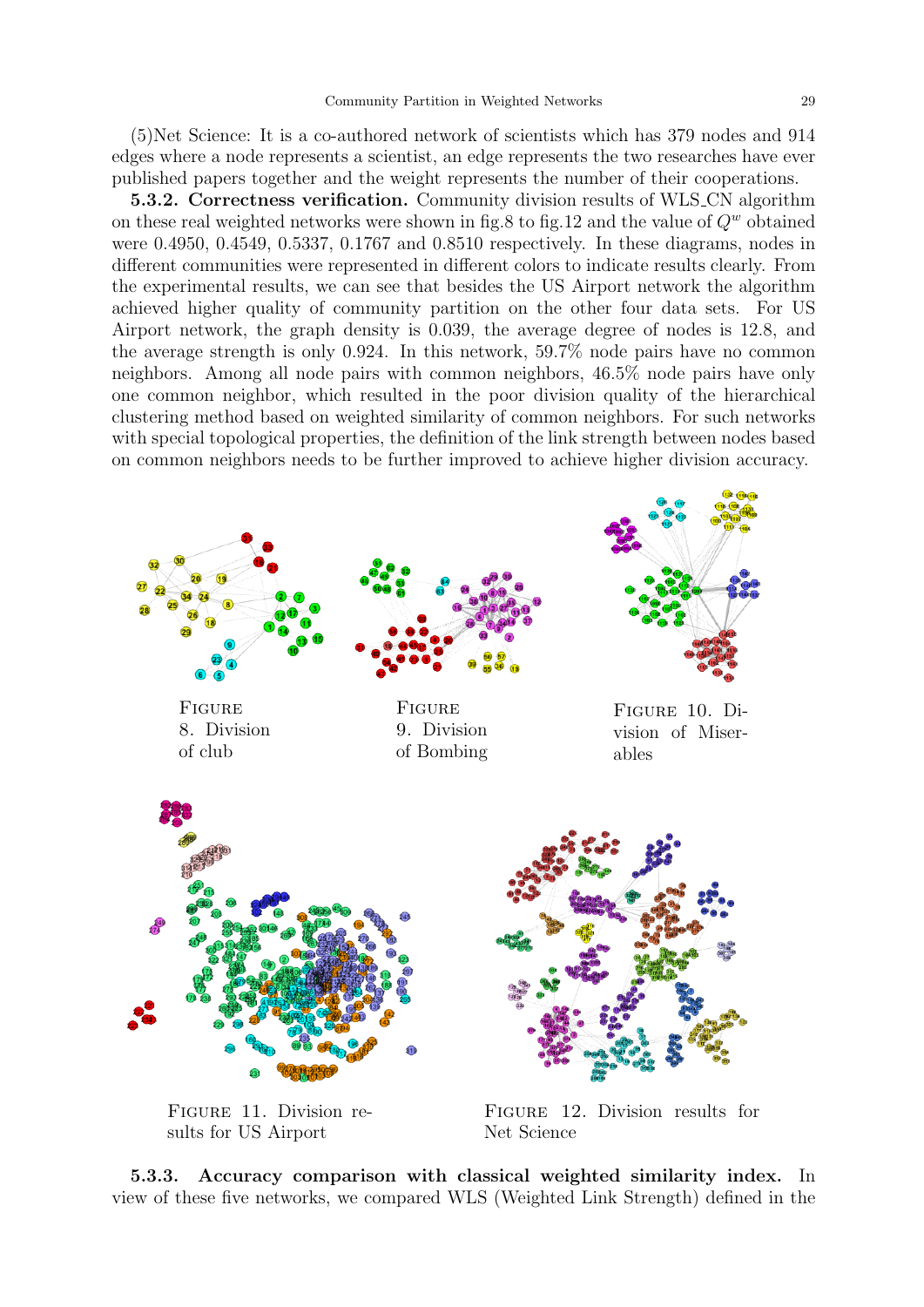(5)Net Science: It is a co-authored network of scientists which has 379 nodes and 914 edges where a node represents a scientist, an edge represents the two researches have ever published papers together and the weight represents the number of their cooperations.

**5.3.2. Correctness verification.** Community division results of WLS_CN algorithm on these real weighted networks were shown in fig.8 to fig.12 and the value of $Q^w$ obtained were 0.4950, 0.4549, 0.5337, 0.1767 and 0.8510 respectively. In these diagrams, nodes in different communities were represented in different colors to indicate results clearly. From the experimental results, we can see that besides the US Airport network the algorithm achieved higher quality of community partition on the other four data sets. For US Airport network, the graph density is 0.039, the average degree of nodes is 12.8, and the average strength is only 0.924. In this network, 59.7% node pairs have no common neighbors. Among all node pairs with common neighbors, 46.5% node pairs have only one common neighbor, which resulted in the poor division quality of the hierarchical clustering method based on weighted similarity of common neighbors. For such networks with special topological properties, the definition of the link strength between nodes based on common neighbors needs to be further improved to achieve higher division accuracy.

FIGURE 8. Division of club

FIGURE 9. Division of Bombing

FIGURE 10. Division of Miserables

FIGURE 11. Division results for US Airport

FIGURE 12. Division results for Net Science

**5.3.3. Accuracy comparison with classical weighted similarity index.** In view of these five networks, we compared WLS (Weighted Link Strength) defined in the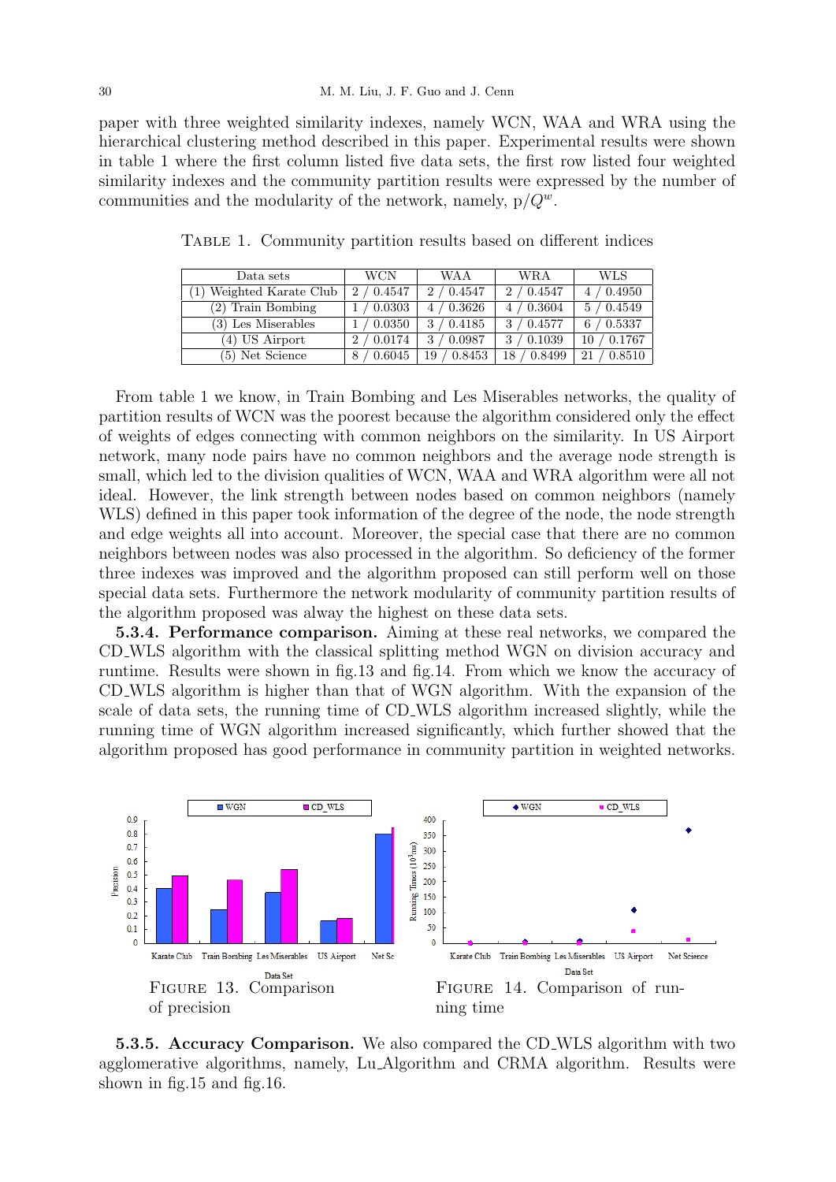paper with three weighted similarity indexes, namely WCN, WAA and WRA using the hierarchical clustering method described in this paper. Experimental results were shown in table 1 where the first column listed five data sets, the first row listed four weighted similarity indexes and the community partition results were expressed by the number of communities and the modularity of the network, namely, p/$Q^w$.

Table 1. Community partition results based on different indices

| Data sets | WCN | WAA | WRA | WLS |
|---|---|---|---|---|
| (1) Weighted Karate Club | 2 / 0.4547 | 2 / 0.4547 | 2 / 0.4547 | 4 / 0.4950 |
| (2) Train Bombing | 1 / 0.0303 | 4 / 0.3626 | 4 / 0.3604 | 5 / 0.4549 |
| (3) Les Miserables | 1 / 0.0350 | 3 / 0.4185 | 3 / 0.4577 | 6 / 0.5337 |
| (4) US Airport | 2 / 0.0174 | 3 / 0.0987 | 3 / 0.1039 | 10 / 0.1767 |
| (5) Net Science | 8 / 0.6045 | 19 / 0.8453 | 18 / 0.8499 | 21 / 0.8510 |

From table 1 we know, in Train Bombing and Les Miserables networks, the quality of partition results of WCN was the poorest because the algorithm considered only the effect of weights of edges connecting with common neighbors on the similarity. In US Airport network, many node pairs have no common neighbors and the average node strength is small, which led to the division qualities of WCN, WAA and WRA algorithm were all not ideal. However, the link strength between nodes based on common neighbors (namely WLS) defined in this paper took information of the degree of the node, the node strength and edge weights all into account. Moreover, the special case that there are no common neighbors between nodes was also processed in the algorithm. So deficiency of the former three indexes was improved and the algorithm proposed can still perform well on those special data sets. Furthermore the network modularity of community partition results of the algorithm proposed was alway the highest on these data sets.

**5.3.4. Performance comparison.** Aiming at these real networks, we compared the CD_WLS algorithm with the classical splitting method WGN on division accuracy and runtime. Results were shown in fig.13 and fig.14. From which we know the accuracy of CD_WLS algorithm is higher than that of WGN algorithm. With the expansion of the scale of data sets, the running time of CD_WLS algorithm increased slightly, while the running time of WGN algorithm increased significantly, which further showed that the algorithm proposed has good performance in community partition in weighted networks.

Figure 13. Comparison of precision

Figure 14. Comparison of running time

**5.3.5. Accuracy Comparison.** We also compared the CD_WLS algorithm with two agglomerative algorithms, namely, Lu_Algorithm and CRMA algorithm. Results were shown in fig.15 and fig.16.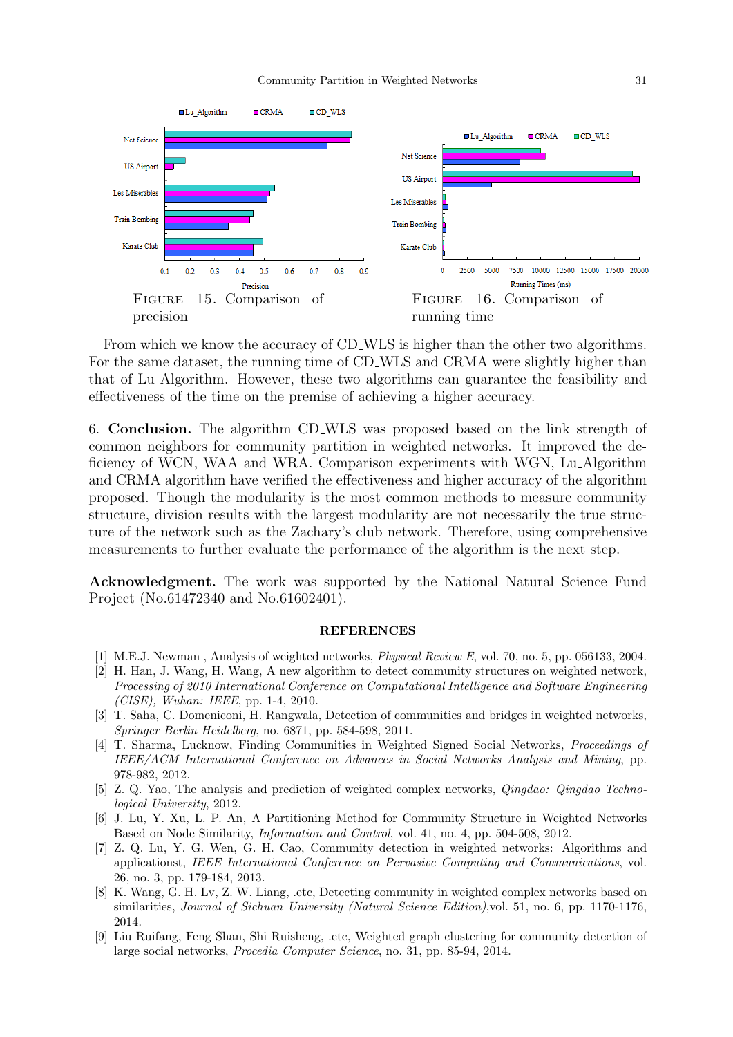FIGURE 15. Comparison of precision

FIGURE 16. Comparison of running time

From which we know the accuracy of CD_WLS is higher than the other two algorithms. For the same dataset, the running time of CD_WLS and CRMA were slightly higher than that of Lu_Algorithm. However, these two algorithms can guarantee the feasibility and effectiveness of the time on the premise of achieving a higher accuracy.

6. **Conclusion.** The algorithm CD_WLS was proposed based on the link strength of common neighbors for community partition in weighted networks. It improved the deficiency of WCN, WAA and WRA. Comparison experiments with WGN, Lu_Algorithm and CRMA algorithm have verified the effectiveness and higher accuracy of the algorithm proposed. Though the modularity is the most common methods to measure community structure, division results with the largest modularity are not necessarily the true structure of the network such as the Zachary's club network. Therefore, using comprehensive measurements to further evaluate the performance of the algorithm is the next step.

**Acknowledgment.** The work was supported by the National Natural Science Fund Project (No.61472340 and No.61602401).

## REFERENCES

[1] M.E.J. Newman , Analysis of weighted networks, *Physical Review E*, vol. 70, no. 5, pp. 056133, 2004.

[2] H. Han, J. Wang, H. Wang, A new algorithm to detect community structures on weighted network, *Processing of 2010 International Conference on Computational Intelligence and Software Engineering (CISE), Wuhan: IEEE*, pp. 1-4, 2010.

[3] T. Saha, C. Domeniconi, H. Rangwala, Detection of communities and bridges in weighted networks, *Springer Berlin Heidelberg*, no. 6871, pp. 584-598, 2011.

[4] T. Sharma, Lucknow, Finding Communities in Weighted Signed Social Networks, *Proceedings of IEEE/ACM International Conference on Advances in Social Networks Analysis and Mining*, pp. 978-982, 2012.

[5] Z. Q. Yao, The analysis and prediction of weighted complex networks, *Qingdao: Qingdao Technological University*, 2012.

[6] J. Lu, Y. Xu, L. P. An, A Partitioning Method for Community Structure in Weighted Networks Based on Node Similarity, *Information and Control*, vol. 41, no. 4, pp. 504-508, 2012.

[7] Z. Q. Lu, Y. G. Wen, G. H. Cao, Community detection in weighted networks: Algorithms and applicationst, *IEEE International Conference on Pervasive Computing and Communications*, vol. 26, no. 3, pp. 179-184, 2013.

[8] K. Wang, G. H. Lv, Z. W. Liang, .etc, Detecting community in weighted complex networks based on similarities, *Journal of Sichuan University (Natural Science Edition)*,vol. 51, no. 6, pp. 1170-1176, 2014.

[9] Liu Ruifang, Feng Shan, Shi Ruisheng, .etc, Weighted graph clustering for community detection of large social networks, *Procedia Computer Science*, no. 31, pp. 85-94, 2014.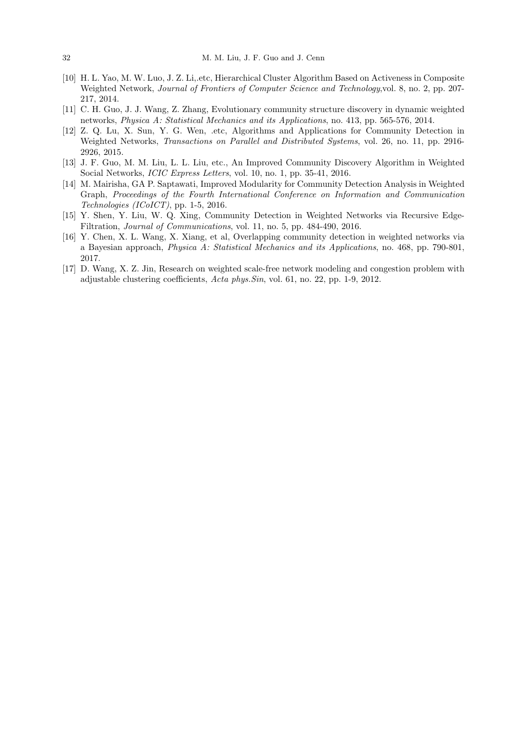[10] H. L. Yao, M. W. Luo, J. Z. Li,.etc, Hierarchical Cluster Algorithm Based on Activeness in Composite Weighted Network, *Journal of Frontiers of Computer Science and Technology*,vol. 8, no. 2, pp. 207-217, 2014.

[11] C. H. Guo, J. J. Wang, Z. Zhang, Evolutionary community structure discovery in dynamic weighted networks, *Physica A: Statistical Mechanics and its Applications*, no. 413, pp. 565-576, 2014.

[12] Z. Q. Lu, X. Sun, Y. G. Wen, .etc, Algorithms and Applications for Community Detection in Weighted Networks, *Transactions on Parallel and Distributed Systems*, vol. 26, no. 11, pp. 2916-2926, 2015.

[13] J. F. Guo, M. M. Liu, L. L. Liu, etc., An Improved Community Discovery Algorithm in Weighted Social Networks, *ICIC Express Letters*, vol. 10, no. 1, pp. 35-41, 2016.

[14] M. Mairisha, GA P. Saptawati, Improved Modularity for Community Detection Analysis in Weighted Graph, *Proceedings of the Fourth International Conference on Information and Communication Technologies (ICoICT)*, pp. 1-5, 2016.

[15] Y. Shen, Y. Liu, W. Q. Xing, Community Detection in Weighted Networks via Recursive Edge-Filtration, *Journal of Communications*, vol. 11, no. 5, pp. 484-490, 2016.

[16] Y. Chen, X. L. Wang, X. Xiang, et al, Overlapping community detection in weighted networks via a Bayesian approach, *Physica A: Statistical Mechanics and its Applications*, no. 468, pp. 790-801, 2017.

[17] D. Wang, X. Z. Jin, Research on weighted scale-free network modeling and congestion problem with adjustable clustering coefficients, *Acta phys.Sin*, vol. 61, no. 22, pp. 1-9, 2012.